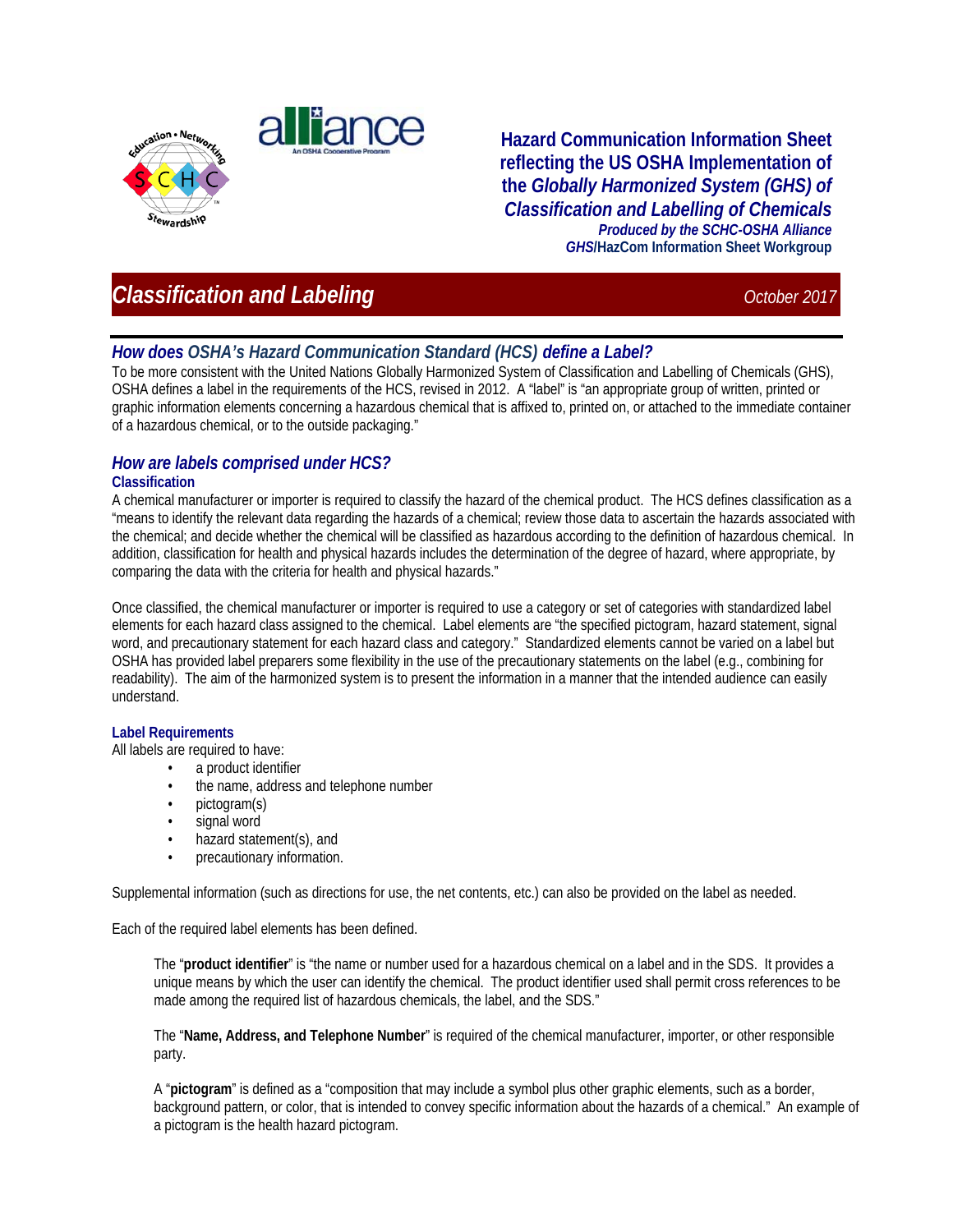Hazard Communication Information Sheet reflecting the US OSHA Implementation of the *Globally Harmonized System (GHS) of Classification and Labelling of Chemicals*

***Produced by the SCHC-OSHA Alliance***
***GHS*/HazCom Information Sheet Workgroup**

# *Classification and Labeling*

*October 2017*

## *How does OSHA's Hazard Communication Standard (HCS) define a Label?*

To be more consistent with the United Nations Globally Harmonized System of Classification and Labelling of Chemicals (GHS), OSHA defines a label in the requirements of the HCS, revised in 2012. A "label" is "an appropriate group of written, printed or graphic information elements concerning a hazardous chemical that is affixed to, printed on, or attached to the immediate container of a hazardous chemical, or to the outside packaging."

## *How are labels comprised under HCS?*

### Classification

A chemical manufacturer or importer is required to classify the hazard of the chemical product. The HCS defines classification as a "means to identify the relevant data regarding the hazards of a chemical; review those data to ascertain the hazards associated with the chemical; and decide whether the chemical will be classified as hazardous according to the definition of hazardous chemical. In addition, classification for health and physical hazards includes the determination of the degree of hazard, where appropriate, by comparing the data with the criteria for health and physical hazards."

Once classified, the chemical manufacturer or importer is required to use a category or set of categories with standardized label elements for each hazard class assigned to the chemical. Label elements are "the specified pictogram, hazard statement, signal word, and precautionary statement for each hazard class and category." Standardized elements cannot be varied on a label but OSHA has provided label preparers some flexibility in the use of the precautionary statements on the label (e.g., combining for readability). The aim of the harmonized system is to present the information in a manner that the intended audience can easily understand.

### Label Requirements

All labels are required to have:

- a product identifier
- the name, address and telephone number
- pictogram(s)
- signal word
- hazard statement(s), and
- precautionary information.

Supplemental information (such as directions for use, the net contents, etc.) can also be provided on the label as needed.

Each of the required label elements has been defined.

The "**product identifier**" is "the name or number used for a hazardous chemical on a label and in the SDS. It provides a unique means by which the user can identify the chemical. The product identifier used shall permit cross references to be made among the required list of hazardous chemicals, the label, and the SDS."

The "**Name, Address, and Telephone Number**" is required of the chemical manufacturer, importer, or other responsible party.

A "**pictogram**" is defined as a "composition that may include a symbol plus other graphic elements, such as a border, background pattern, or color, that is intended to convey specific information about the hazards of a chemical." An example of a pictogram is the health hazard pictogram.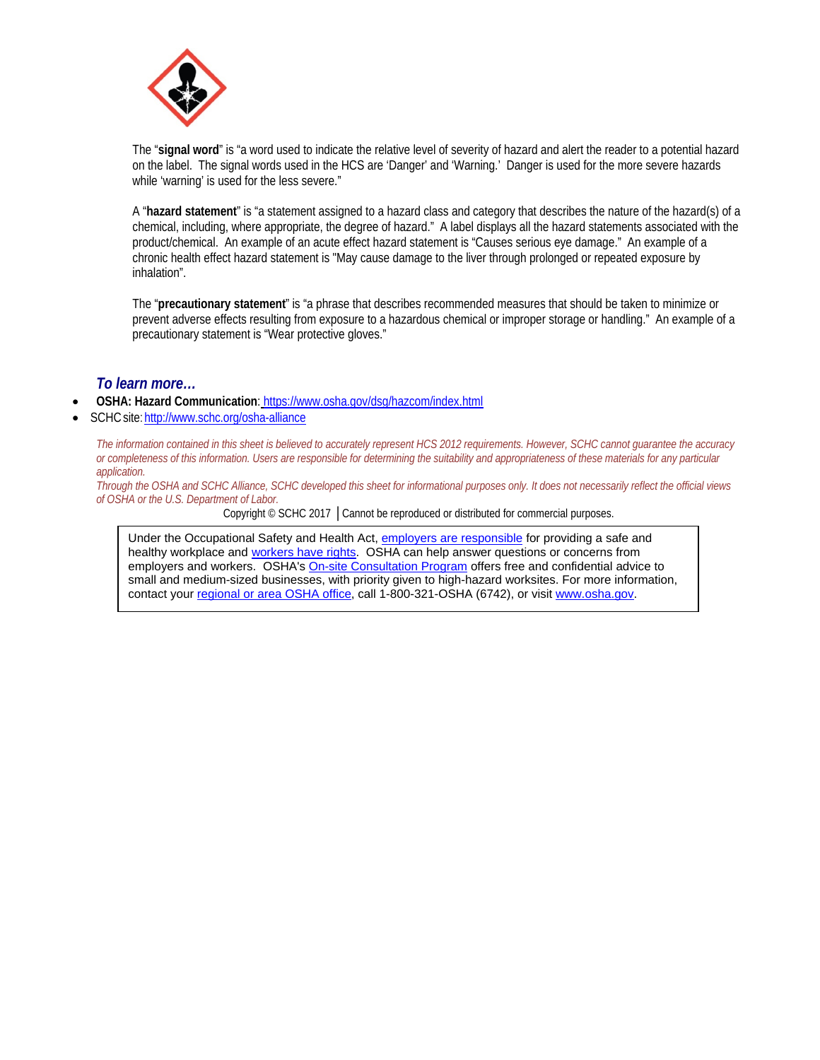The "**signal word**" is "a word used to indicate the relative level of severity of hazard and alert the reader to a potential hazard on the label. The signal words used in the HCS are 'Danger' and 'Warning.' Danger is used for the more severe hazards while 'warning' is used for the less severe."

A "**hazard statement**" is "a statement assigned to a hazard class and category that describes the nature of the hazard(s) of a chemical, including, where appropriate, the degree of hazard." A label displays all the hazard statements associated with the product/chemical. An example of an acute effect hazard statement is "Causes serious eye damage." An example of a chronic health effect hazard statement is "May cause damage to the liver through prolonged or repeated exposure by inhalation".

The "**precautionary statement**" is "a phrase that describes recommended measures that should be taken to minimize or prevent adverse effects resulting from exposure to a hazardous chemical or improper storage or handling." An example of a precautionary statement is "Wear protective gloves."

### *To learn more…*

- **OSHA: Hazard Communication**: https://www.osha.gov/dsg/hazcom/index.html
- SCHC site: http://www.schc.org/osha-alliance

*The information contained in this sheet is believed to accurately represent HCS 2012 requirements. However, SCHC cannot guarantee the accuracy or completeness of this information. Users are responsible for determining the suitability and appropriateness of these materials for any particular application.*

*Through the OSHA and SCHC Alliance, SCHC developed this sheet for informational purposes only. It does not necessarily reflect the official views of OSHA or the U.S. Department of Labor.*

Copyright © SCHC 2017 | Cannot be reproduced or distributed for commercial purposes.

Under the Occupational Safety and Health Act, employers are responsible for providing a safe and healthy workplace and workers have rights. OSHA can help answer questions or concerns from employers and workers. OSHA's On-site Consultation Program offers free and confidential advice to small and medium-sized businesses, with priority given to high-hazard worksites. For more information, contact your regional or area OSHA office, call 1-800-321-OSHA (6742), or visit www.osha.gov.